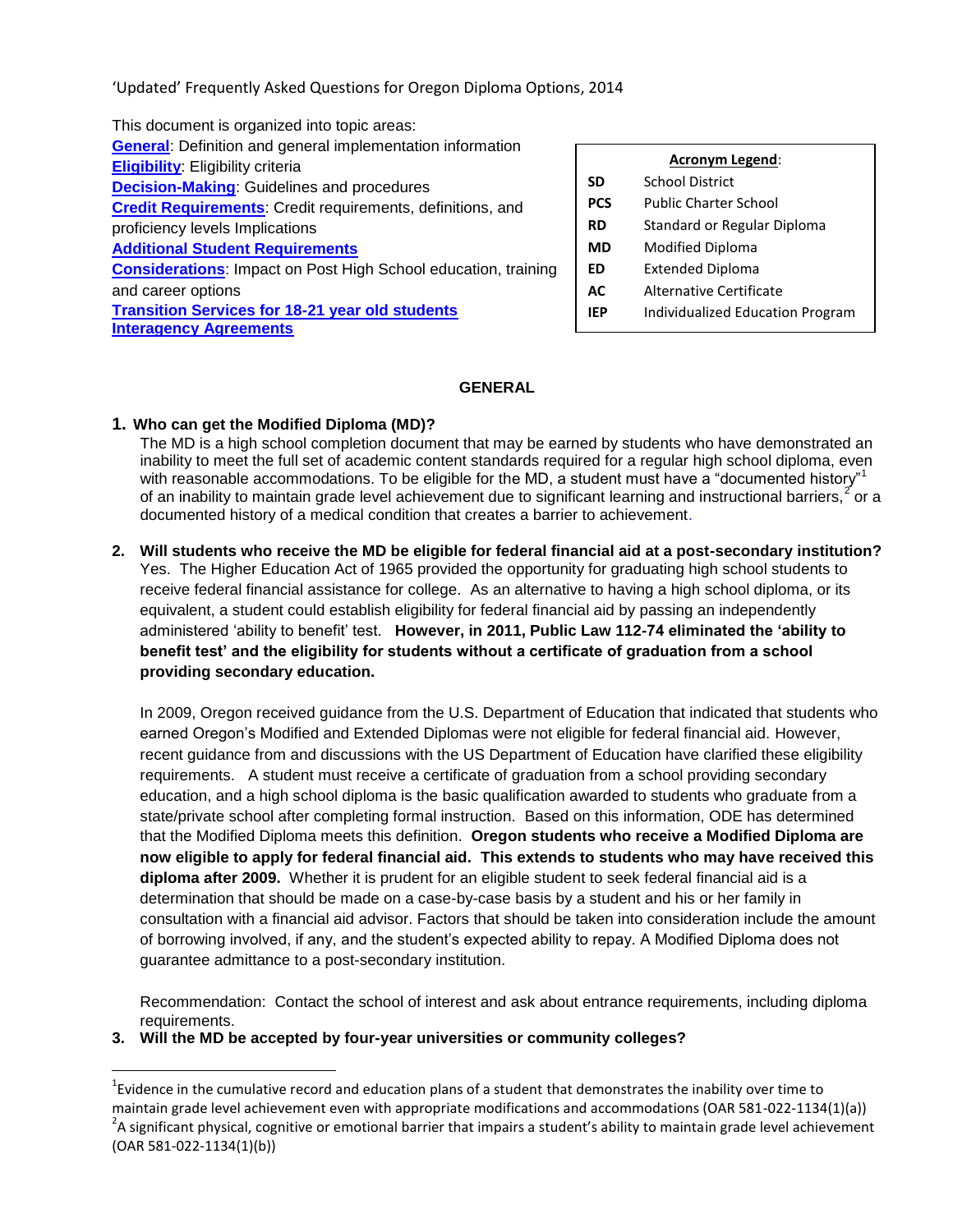'Updated' Frequently Asked Questions for Oregon Diploma Options, 2014

This document is organized into topic areas:

**General**: Definition and general implementation information
**Eligibility**: Eligibility criteria
**Decision-Making**: Guidelines and procedures
**Credit Requirements**: Credit requirements, definitions, and proficiency levels Implications
**Additional Student Requirements**
**Considerations**: Impact on Post High School education, training and career options
**Transition Services for 18-21 year old students**
**Interagency Agreements**

| **Acronym Legend**: | |
|---|---|
| **SD** | School District |
| **PCS** | Public Charter School |
| **RD** | Standard or Regular Diploma |
| **MD** | Modified Diploma |
| **ED** | Extended Diploma |
| **AC** | Alternative Certificate |
| **IEP** | Individualized Education Program |

## GENERAL

**1. Who can get the Modified Diploma (MD)?**

The MD is a high school completion document that may be earned by students who have demonstrated an inability to meet the full set of academic content standards required for a regular high school diploma, even with reasonable accommodations. To be eligible for the MD, a student must have a "documented history"[1] of an inability to maintain grade level achievement due to significant learning and instructional barriers,[2] or a documented history of a medical condition that creates a barrier to achievement.

**2. Will students who receive the MD be eligible for federal financial aid at a post-secondary institution?**

Yes. The Higher Education Act of 1965 provided the opportunity for graduating high school students to receive federal financial assistance for college. As an alternative to having a high school diploma, or its equivalent, a student could establish eligibility for federal financial aid by passing an independently administered 'ability to benefit' test. **However, in 2011, Public Law 112-74 eliminated the 'ability to benefit test' and the eligibility for students without a certificate of graduation from a school providing secondary education.**

In 2009, Oregon received guidance from the U.S. Department of Education that indicated that students who earned Oregon's Modified and Extended Diplomas were not eligible for federal financial aid. However, recent guidance from and discussions with the US Department of Education have clarified these eligibility requirements. A student must receive a certificate of graduation from a school providing secondary education, and a high school diploma is the basic qualification awarded to students who graduate from a state/private school after completing formal instruction. Based on this information, ODE has determined that the Modified Diploma meets this definition. **Oregon students who receive a Modified Diploma are now eligible to apply for federal financial aid. This extends to students who may have received this diploma after 2009.** Whether it is prudent for an eligible student to seek federal financial aid is a determination that should be made on a case-by-case basis by a student and his or her family in consultation with a financial aid advisor. Factors that should be taken into consideration include the amount of borrowing involved, if any, and the student's expected ability to repay. A Modified Diploma does not guarantee admittance to a post-secondary institution.

Recommendation: Contact the school of interest and ask about entrance requirements, including diploma requirements.

**3. Will the MD be accepted by four-year universities or community colleges?**

---

[1] Evidence in the cumulative record and education plans of a student that demonstrates the inability over time to maintain grade level achievement even with appropriate modifications and accommodations (OAR 581-022-1134(1)(a))

[2] A significant physical, cognitive or emotional barrier that impairs a student's ability to maintain grade level achievement (OAR 581-022-1134(1)(b))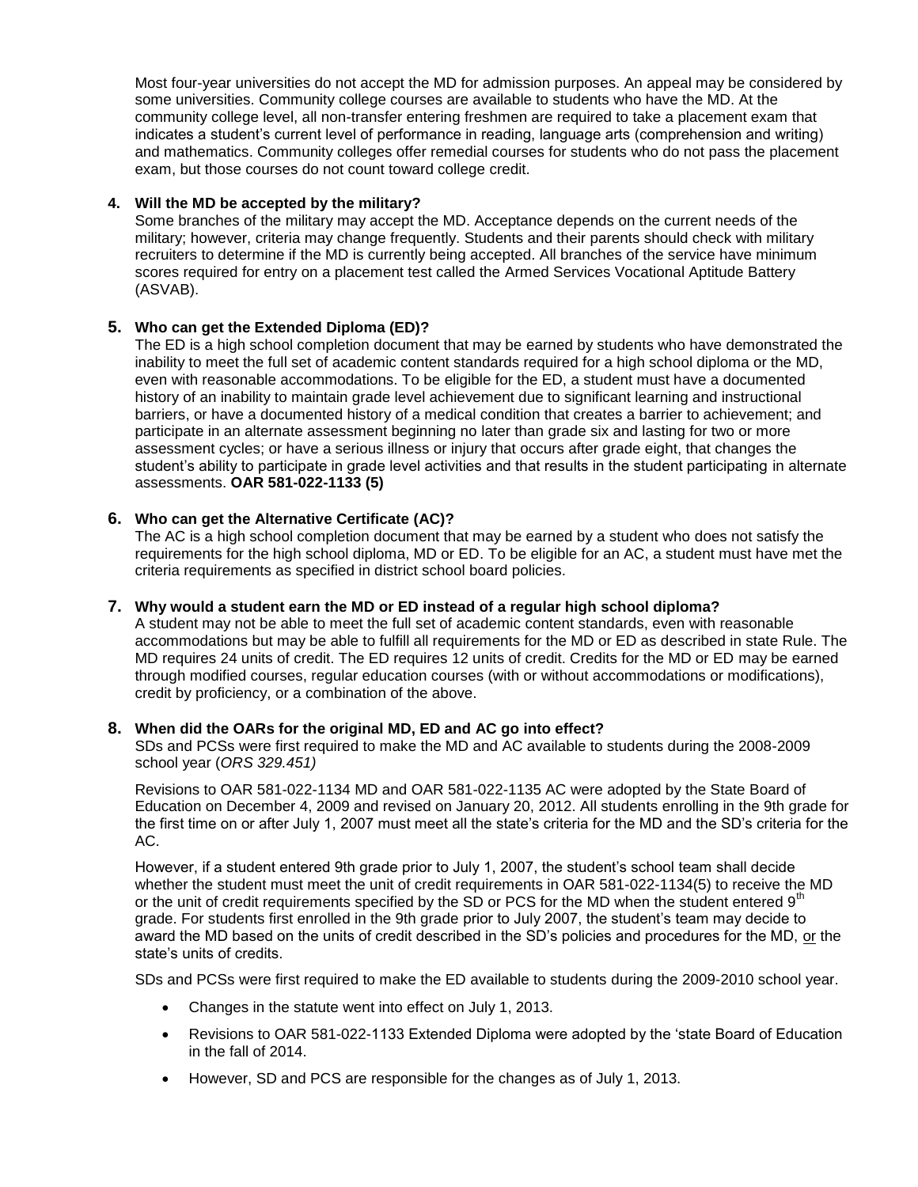Most four-year universities do not accept the MD for admission purposes. An appeal may be considered by some universities. Community college courses are available to students who have the MD. At the community college level, all non-transfer entering freshmen are required to take a placement exam that indicates a student's current level of performance in reading, language arts (comprehension and writing) and mathematics. Community colleges offer remedial courses for students who do not pass the placement exam, but those courses do not count toward college credit.

**4. Will the MD be accepted by the military?**

Some branches of the military may accept the MD. Acceptance depends on the current needs of the military; however, criteria may change frequently. Students and their parents should check with military recruiters to determine if the MD is currently being accepted. All branches of the service have minimum scores required for entry on a placement test called the Armed Services Vocational Aptitude Battery (ASVAB).

**5. Who can get the Extended Diploma (ED)?**

The ED is a high school completion document that may be earned by students who have demonstrated the inability to meet the full set of academic content standards required for a high school diploma or the MD, even with reasonable accommodations. To be eligible for the ED, a student must have a documented history of an inability to maintain grade level achievement due to significant learning and instructional barriers, or have a documented history of a medical condition that creates a barrier to achievement; and participate in an alternate assessment beginning no later than grade six and lasting for two or more assessment cycles; or have a serious illness or injury that occurs after grade eight, that changes the student's ability to participate in grade level activities and that results in the student participating in alternate assessments. **OAR 581-022-1133 (5)**

**6. Who can get the Alternative Certificate (AC)?**

The AC is a high school completion document that may be earned by a student who does not satisfy the requirements for the high school diploma, MD or ED. To be eligible for an AC, a student must have met the criteria requirements as specified in district school board policies.

**7. Why would a student earn the MD or ED instead of a regular high school diploma?**

A student may not be able to meet the full set of academic content standards, even with reasonable accommodations but may be able to fulfill all requirements for the MD or ED as described in state Rule. The MD requires 24 units of credit. The ED requires 12 units of credit. Credits for the MD or ED may be earned through modified courses, regular education courses (with or without accommodations or modifications), credit by proficiency, or a combination of the above.

**8. When did the OARs for the original MD, ED and AC go into effect?**

SDs and PCSs were first required to make the MD and AC available to students during the 2008-2009 school year (*ORS 329.451)*

Revisions to OAR 581-022-1134 MD and OAR 581-022-1135 AC were adopted by the State Board of Education on December 4, 2009 and revised on January 20, 2012. All students enrolling in the 9th grade for the first time on or after July 1, 2007 must meet all the state's criteria for the MD and the SD's criteria for the AC.

However, if a student entered 9th grade prior to July 1, 2007, the student's school team shall decide whether the student must meet the unit of credit requirements in OAR 581-022-1134(5) to receive the MD or the unit of credit requirements specified by the SD or PCS for the MD when the student entered 9th grade. For students first enrolled in the 9th grade prior to July 2007, the student's team may decide to award the MD based on the units of credit described in the SD's policies and procedures for the MD, or the state's units of credits.

SDs and PCSs were first required to make the ED available to students during the 2009-2010 school year.

- Changes in the statute went into effect on July 1, 2013.
- Revisions to OAR 581-022-1133 Extended Diploma were adopted by the 'state Board of Education in the fall of 2014.
- However, SD and PCS are responsible for the changes as of July 1, 2013.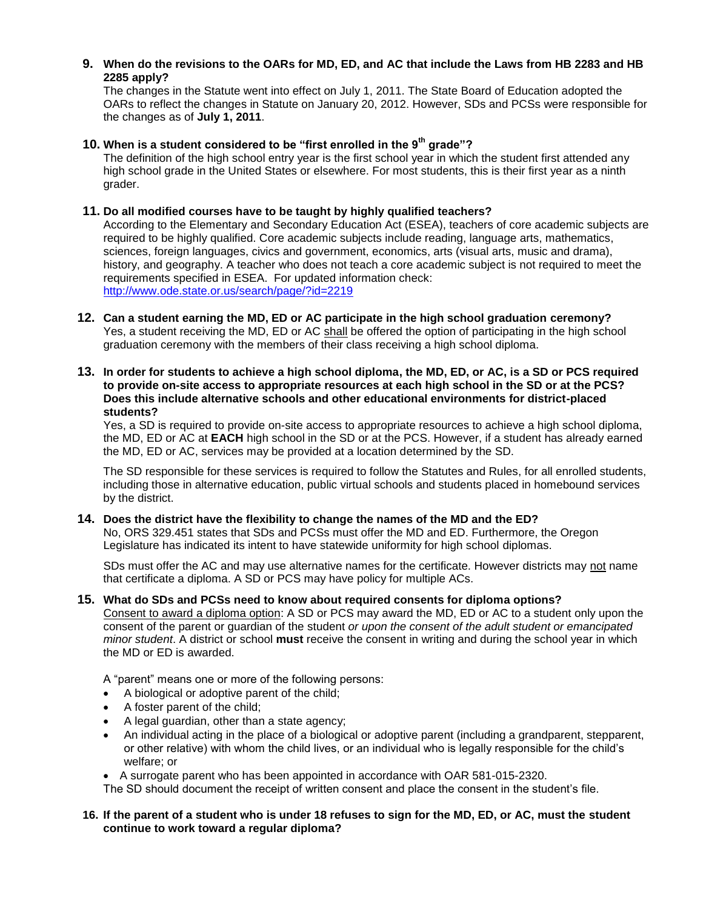**9. When do the revisions to the OARs for MD, ED, and AC that include the Laws from HB 2283 and HB 2285 apply?**

The changes in the Statute went into effect on July 1, 2011. The State Board of Education adopted the OARs to reflect the changes in Statute on January 20, 2012. However, SDs and PCSs were responsible for the changes as of **July 1, 2011**.

**10. When is a student considered to be "first enrolled in the 9th grade"?**

The definition of the high school entry year is the first school year in which the student first attended any high school grade in the United States or elsewhere. For most students, this is their first year as a ninth grader.

**11. Do all modified courses have to be taught by highly qualified teachers?**

According to the Elementary and Secondary Education Act (ESEA), teachers of core academic subjects are required to be highly qualified. Core academic subjects include reading, language arts, mathematics, sciences, foreign languages, civics and government, economics, arts (visual arts, music and drama), history, and geography. A teacher who does not teach a core academic subject is not required to meet the requirements specified in ESEA. For updated information check: http://www.ode.state.or.us/search/page/?id=2219

**12. Can a student earning the MD, ED or AC participate in the high school graduation ceremony?**

Yes, a student receiving the MD, ED or AC shall be offered the option of participating in the high school graduation ceremony with the members of their class receiving a high school diploma.

**13. In order for students to achieve a high school diploma, the MD, ED, or AC, is a SD or PCS required to provide on-site access to appropriate resources at each high school in the SD or at the PCS? Does this include alternative schools and other educational environments for district-placed students?**

Yes, a SD is required to provide on-site access to appropriate resources to achieve a high school diploma, the MD, ED or AC at **EACH** high school in the SD or at the PCS. However, if a student has already earned the MD, ED or AC, services may be provided at a location determined by the SD.

The SD responsible for these services is required to follow the Statutes and Rules, for all enrolled students, including those in alternative education, public virtual schools and students placed in homebound services by the district.

**14. Does the district have the flexibility to change the names of the MD and the ED?**

No, ORS 329.451 states that SDs and PCSs must offer the MD and ED. Furthermore, the Oregon Legislature has indicated its intent to have statewide uniformity for high school diplomas.

SDs must offer the AC and may use alternative names for the certificate. However districts may not name that certificate a diploma. A SD or PCS may have policy for multiple ACs.

**15. What do SDs and PCSs need to know about required consents for diploma options?**

Consent to award a diploma option: A SD or PCS may award the MD, ED or AC to a student only upon the consent of the parent or guardian of the student *or upon the consent of the adult student or emancipated minor student*. A district or school **must** receive the consent in writing and during the school year in which the MD or ED is awarded.

A "parent" means one or more of the following persons:

- A biological or adoptive parent of the child;
- A foster parent of the child;
- A legal guardian, other than a state agency;
- An individual acting in the place of a biological or adoptive parent (including a grandparent, stepparent, or other relative) with whom the child lives, or an individual who is legally responsible for the child's welfare; or
- A surrogate parent who has been appointed in accordance with OAR 581-015-2320.

The SD should document the receipt of written consent and place the consent in the student's file.

**16. If the parent of a student who is under 18 refuses to sign for the MD, ED, or AC, must the student continue to work toward a regular diploma?**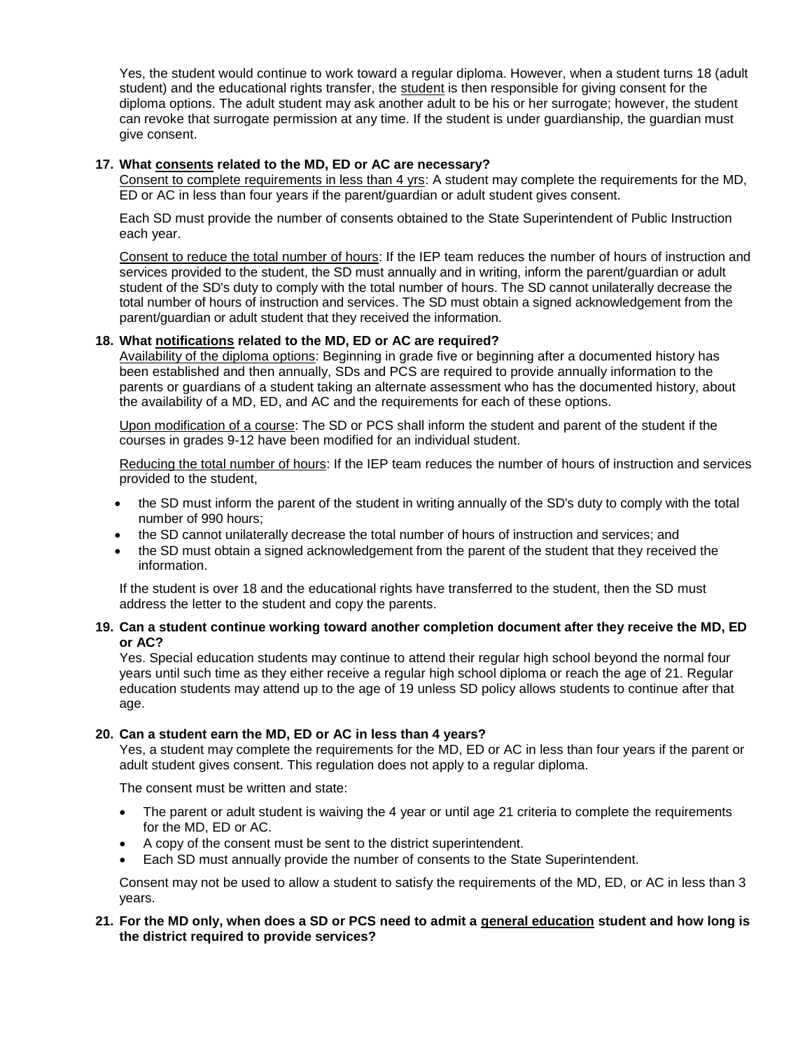Yes, the student would continue to work toward a regular diploma. However, when a student turns 18 (adult student) and the educational rights transfer, the student is then responsible for giving consent for the diploma options. The adult student may ask another adult to be his or her surrogate; however, the student can revoke that surrogate permission at any time. If the student is under guardianship, the guardian must give consent.

**17. What consents related to the MD, ED or AC are necessary?**

Consent to complete requirements in less than 4 yrs: A student may complete the requirements for the MD, ED or AC in less than four years if the parent/guardian or adult student gives consent.

Each SD must provide the number of consents obtained to the State Superintendent of Public Instruction each year.

Consent to reduce the total number of hours: If the IEP team reduces the number of hours of instruction and services provided to the student, the SD must annually and in writing, inform the parent/guardian or adult student of the SD's duty to comply with the total number of hours. The SD cannot unilaterally decrease the total number of hours of instruction and services. The SD must obtain a signed acknowledgement from the parent/guardian or adult student that they received the information.

**18. What notifications related to the MD, ED or AC are required?**

Availability of the diploma options: Beginning in grade five or beginning after a documented history has been established and then annually, SDs and PCS are required to provide annually information to the parents or guardians of a student taking an alternate assessment who has the documented history, about the availability of a MD, ED, and AC and the requirements for each of these options.

Upon modification of a course: The SD or PCS shall inform the student and parent of the student if the courses in grades 9-12 have been modified for an individual student.

Reducing the total number of hours: If the IEP team reduces the number of hours of instruction and services provided to the student,

- the SD must inform the parent of the student in writing annually of the SD's duty to comply with the total number of 990 hours;
- the SD cannot unilaterally decrease the total number of hours of instruction and services; and
- the SD must obtain a signed acknowledgement from the parent of the student that they received the information.

If the student is over 18 and the educational rights have transferred to the student, then the SD must address the letter to the student and copy the parents.

**19. Can a student continue working toward another completion document after they receive the MD, ED or AC?**

Yes. Special education students may continue to attend their regular high school beyond the normal four years until such time as they either receive a regular high school diploma or reach the age of 21. Regular education students may attend up to the age of 19 unless SD policy allows students to continue after that age.

**20. Can a student earn the MD, ED or AC in less than 4 years?**

Yes, a student may complete the requirements for the MD, ED or AC in less than four years if the parent or adult student gives consent. This regulation does not apply to a regular diploma.

The consent must be written and state:

- The parent or adult student is waiving the 4 year or until age 21 criteria to complete the requirements for the MD, ED or AC.
- A copy of the consent must be sent to the district superintendent.
- Each SD must annually provide the number of consents to the State Superintendent.

Consent may not be used to allow a student to satisfy the requirements of the MD, ED, or AC in less than 3 years.

**21. For the MD only, when does a SD or PCS need to admit a general education student and how long is the district required to provide services?**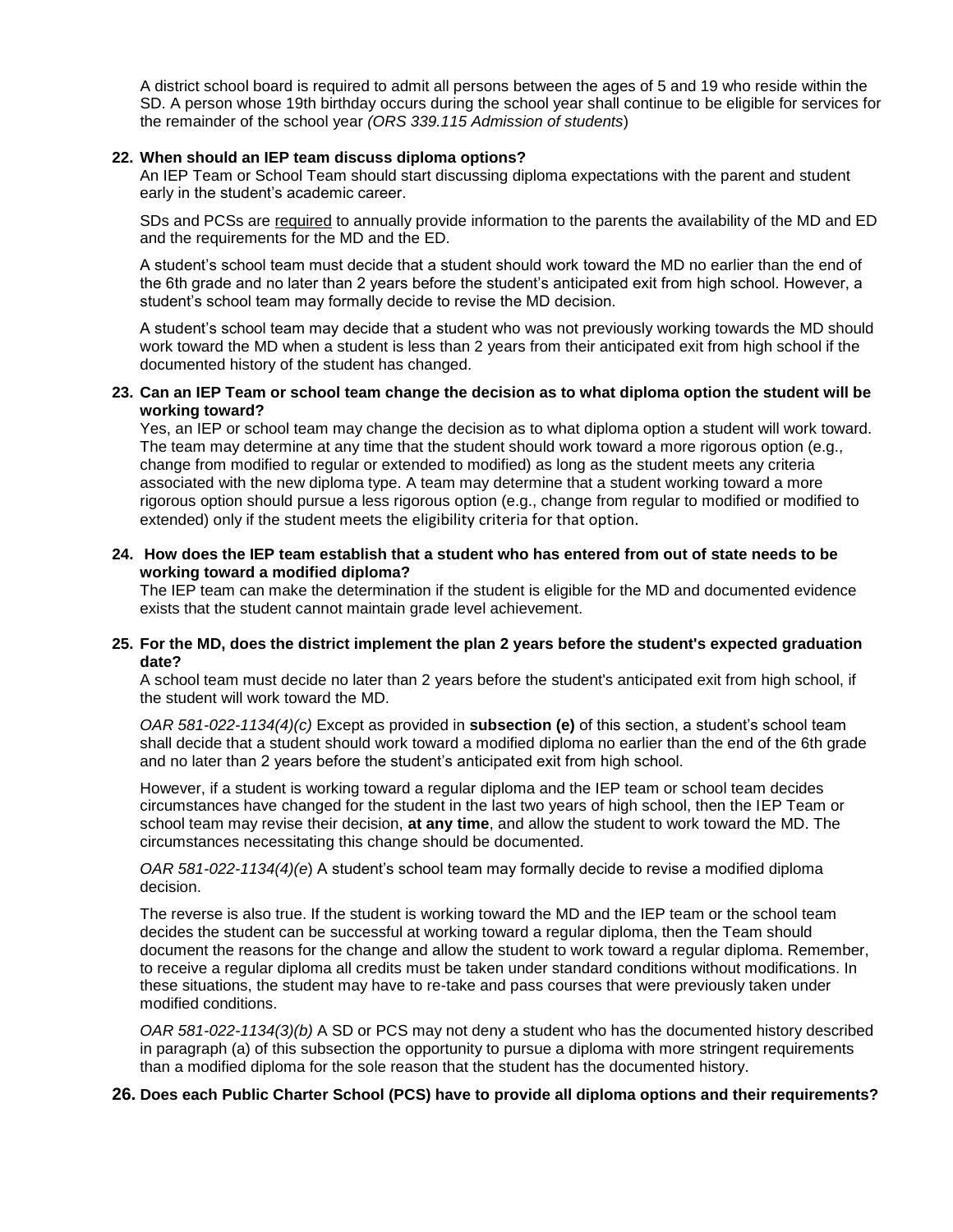A district school board is required to admit all persons between the ages of 5 and 19 who reside within the SD. A person whose 19th birthday occurs during the school year shall continue to be eligible for services for the remainder of the school year *(ORS 339.115 Admission of students*)

**22. When should an IEP team discuss diploma options?**

An IEP Team or School Team should start discussing diploma expectations with the parent and student early in the student's academic career.

SDs and PCSs are required to annually provide information to the parents the availability of the MD and ED and the requirements for the MD and the ED.

A student's school team must decide that a student should work toward the MD no earlier than the end of the 6th grade and no later than 2 years before the student's anticipated exit from high school. However, a student's school team may formally decide to revise the MD decision.

A student's school team may decide that a student who was not previously working towards the MD should work toward the MD when a student is less than 2 years from their anticipated exit from high school if the documented history of the student has changed.

**23. Can an IEP Team or school team change the decision as to what diploma option the student will be working toward?**

Yes, an IEP or school team may change the decision as to what diploma option a student will work toward. The team may determine at any time that the student should work toward a more rigorous option (e.g., change from modified to regular or extended to modified) as long as the student meets any criteria associated with the new diploma type. A team may determine that a student working toward a more rigorous option should pursue a less rigorous option (e.g., change from regular to modified or modified to extended) only if the student meets the eligibility criteria for that option.

**24. How does the IEP team establish that a student who has entered from out of state needs to be working toward a modified diploma?**

The IEP team can make the determination if the student is eligible for the MD and documented evidence exists that the student cannot maintain grade level achievement.

**25. For the MD, does the district implement the plan 2 years before the student's expected graduation date?**

A school team must decide no later than 2 years before the student's anticipated exit from high school, if the student will work toward the MD.

*OAR 581-022-1134(4)(c)* Except as provided in **subsection (e)** of this section, a student's school team shall decide that a student should work toward a modified diploma no earlier than the end of the 6th grade and no later than 2 years before the student's anticipated exit from high school.

However, if a student is working toward a regular diploma and the IEP team or school team decides circumstances have changed for the student in the last two years of high school, then the IEP Team or school team may revise their decision, **at any time**, and allow the student to work toward the MD. The circumstances necessitating this change should be documented.

*OAR 581-022-1134(4)(e*) A student's school team may formally decide to revise a modified diploma decision.

The reverse is also true. If the student is working toward the MD and the IEP team or the school team decides the student can be successful at working toward a regular diploma, then the Team should document the reasons for the change and allow the student to work toward a regular diploma. Remember, to receive a regular diploma all credits must be taken under standard conditions without modifications. In these situations, the student may have to re-take and pass courses that were previously taken under modified conditions.

*OAR 581-022-1134(3)(b)* A SD or PCS may not deny a student who has the documented history described in paragraph (a) of this subsection the opportunity to pursue a diploma with more stringent requirements than a modified diploma for the sole reason that the student has the documented history.

**26. Does each Public Charter School (PCS) have to provide all diploma options and their requirements?**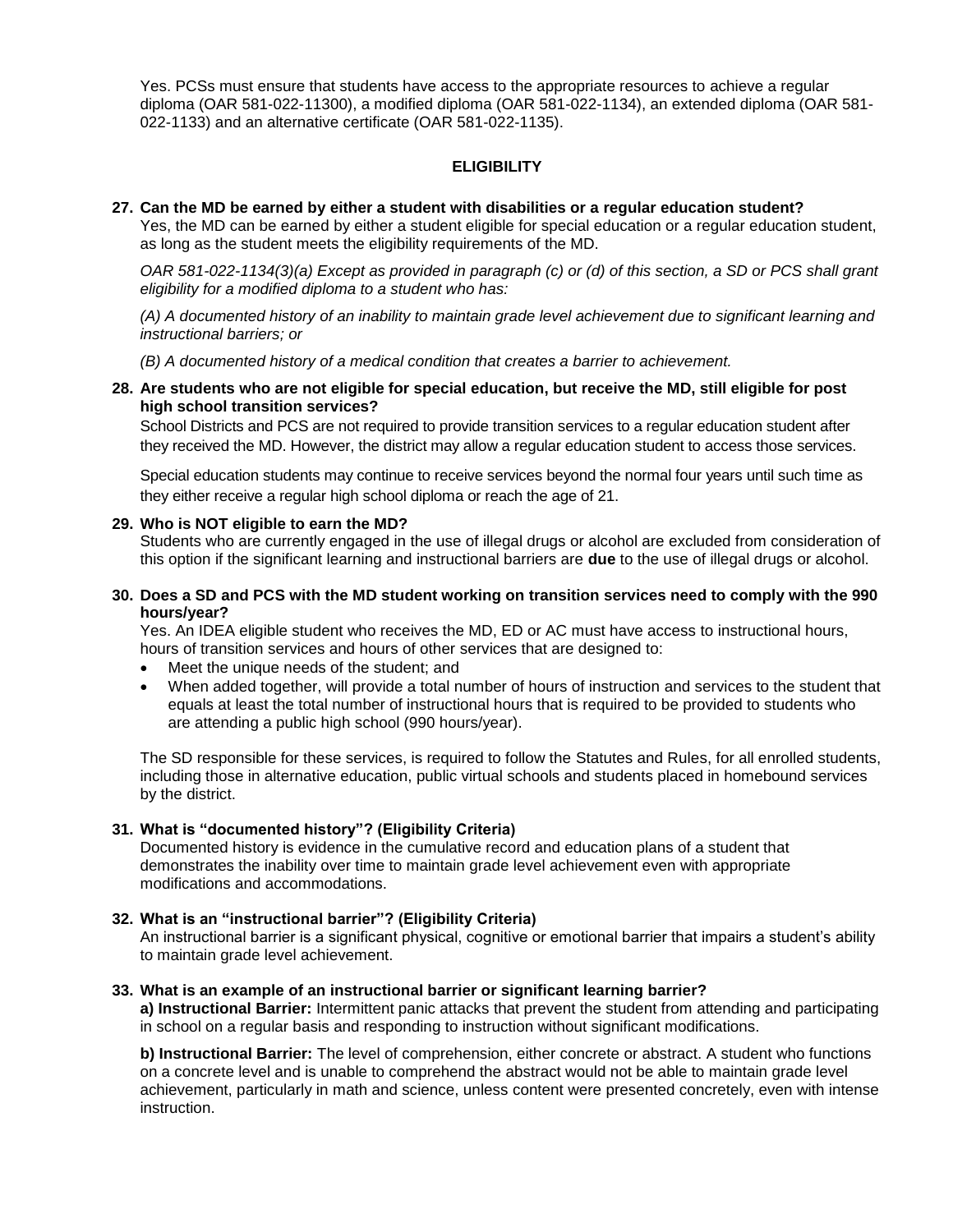Yes. PCSs must ensure that students have access to the appropriate resources to achieve a regular diploma (OAR 581-022-11300), a modified diploma (OAR 581-022-1134), an extended diploma (OAR 581-022-1133) and an alternative certificate (OAR 581-022-1135).

## ELIGIBILITY

**27. Can the MD be earned by either a student with disabilities or a regular education student?**

Yes, the MD can be earned by either a student eligible for special education or a regular education student, as long as the student meets the eligibility requirements of the MD.

*OAR 581-022-1134(3)(a) Except as provided in paragraph (c) or (d) of this section, a SD or PCS shall grant eligibility for a modified diploma to a student who has:*

*(A) A documented history of an inability to maintain grade level achievement due to significant learning and instructional barriers; or*

*(B) A documented history of a medical condition that creates a barrier to achievement.*

**28. Are students who are not eligible for special education, but receive the MD, still eligible for post high school transition services?**

School Districts and PCS are not required to provide transition services to a regular education student after they received the MD. However, the district may allow a regular education student to access those services.

Special education students may continue to receive services beyond the normal four years until such time as they either receive a regular high school diploma or reach the age of 21.

**29. Who is NOT eligible to earn the MD?**

Students who are currently engaged in the use of illegal drugs or alcohol are excluded from consideration of this option if the significant learning and instructional barriers are **due** to the use of illegal drugs or alcohol.

**30. Does a SD and PCS with the MD student working on transition services need to comply with the 990 hours/year?**

Yes. An IDEA eligible student who receives the MD, ED or AC must have access to instructional hours, hours of transition services and hours of other services that are designed to:

- Meet the unique needs of the student; and
- When added together, will provide a total number of hours of instruction and services to the student that equals at least the total number of instructional hours that is required to be provided to students who are attending a public high school (990 hours/year).

The SD responsible for these services, is required to follow the Statutes and Rules, for all enrolled students, including those in alternative education, public virtual schools and students placed in homebound services by the district.

**31. What is "documented history"? (Eligibility Criteria)**

Documented history is evidence in the cumulative record and education plans of a student that demonstrates the inability over time to maintain grade level achievement even with appropriate modifications and accommodations.

**32. What is an "instructional barrier"? (Eligibility Criteria)**

An instructional barrier is a significant physical, cognitive or emotional barrier that impairs a student's ability to maintain grade level achievement.

**33. What is an example of an instructional barrier or significant learning barrier?**

**a) Instructional Barrier:** Intermittent panic attacks that prevent the student from attending and participating in school on a regular basis and responding to instruction without significant modifications.

**b) Instructional Barrier:** The level of comprehension, either concrete or abstract. A student who functions on a concrete level and is unable to comprehend the abstract would not be able to maintain grade level achievement, particularly in math and science, unless content were presented concretely, even with intense instruction.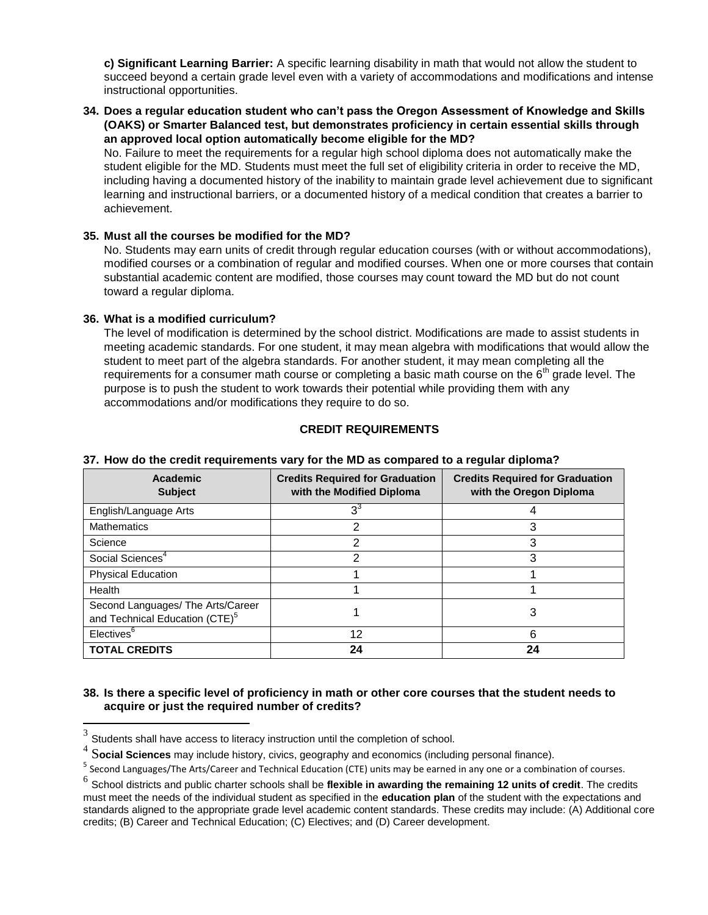**c) Significant Learning Barrier:** A specific learning disability in math that would not allow the student to succeed beyond a certain grade level even with a variety of accommodations and modifications and intense instructional opportunities.

**34. Does a regular education student who can't pass the Oregon Assessment of Knowledge and Skills (OAKS) or Smarter Balanced test, but demonstrates proficiency in certain essential skills through an approved local option automatically become eligible for the MD?**

No. Failure to meet the requirements for a regular high school diploma does not automatically make the student eligible for the MD. Students must meet the full set of eligibility criteria in order to receive the MD, including having a documented history of the inability to maintain grade level achievement due to significant learning and instructional barriers, or a documented history of a medical condition that creates a barrier to achievement.

**35. Must all the courses be modified for the MD?**

No. Students may earn units of credit through regular education courses (with or without accommodations), modified courses or a combination of regular and modified courses. When one or more courses that contain substantial academic content are modified, those courses may count toward the MD but do not count toward a regular diploma.

**36. What is a modified curriculum?**

The level of modification is determined by the school district. Modifications are made to assist students in meeting academic standards. For one student, it may mean algebra with modifications that would allow the student to meet part of the algebra standards. For another student, it may mean completing all the requirements for a consumer math course or completing a basic math course on the 6th grade level. The purpose is to push the student to work towards their potential while providing them with any accommodations and/or modifications they require to do so.

## CREDIT REQUIREMENTS

**37. How do the credit requirements vary for the MD as compared to a regular diploma?**

| Academic Subject | Credits Required for Graduation with the Modified Diploma | Credits Required for Graduation with the Oregon Diploma |
|---|---|---|
| English/Language Arts | 3[3] | 4 |
| Mathematics | 2 | 3 |
| Science | 2 | 3 |
| Social Sciences[4] | 2 | 3 |
| Physical Education | 1 | 1 |
| Health | 1 | 1 |
| Second Languages/ The Arts/Career and Technical Education (CTE)[5] | 1 | 3 |
| Electives[6] | 12 | 6 |
| **TOTAL CREDITS** | **24** | **24** |

**38. Is there a specific level of proficiency in math or other core courses that the student needs to acquire or just the required number of credits?**

---

[3] Students shall have access to literacy instruction until the completion of school.

[4] **Social Sciences** may include history, civics, geography and economics (including personal finance).

[5] Second Languages/The Arts/Career and Technical Education (CTE) units may be earned in any one or a combination of courses.

[6] School districts and public charter schools shall be **flexible in awarding the remaining 12 units of credit**. The credits must meet the needs of the individual student as specified in the **education plan** of the student with the expectations and standards aligned to the appropriate grade level academic content standards. These credits may include: (A) Additional core credits; (B) Career and Technical Education; (C) Electives; and (D) Career development.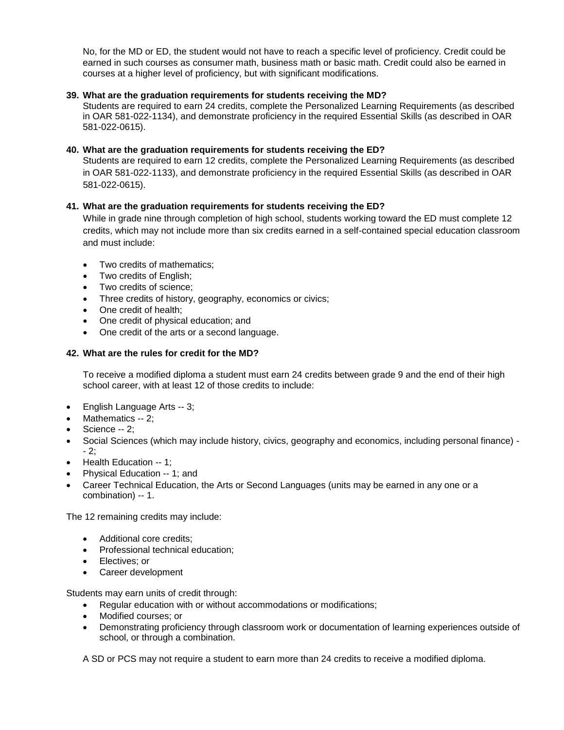No, for the MD or ED, the student would not have to reach a specific level of proficiency. Credit could be earned in such courses as consumer math, business math or basic math. Credit could also be earned in courses at a higher level of proficiency, but with significant modifications.

**39. What are the graduation requirements for students receiving the MD?**

Students are required to earn 24 credits, complete the Personalized Learning Requirements (as described in OAR 581-022-1134), and demonstrate proficiency in the required Essential Skills (as described in OAR 581-022-0615).

**40. What are the graduation requirements for students receiving the ED?**

Students are required to earn 12 credits, complete the Personalized Learning Requirements (as described in OAR 581-022-1133), and demonstrate proficiency in the required Essential Skills (as described in OAR 581-022-0615).

**41. What are the graduation requirements for students receiving the ED?**

While in grade nine through completion of high school, students working toward the ED must complete 12 credits, which may not include more than six credits earned in a self-contained special education classroom and must include:

- Two credits of mathematics;
- Two credits of English;
- Two credits of science;
- Three credits of history, geography, economics or civics;
- One credit of health;
- One credit of physical education; and
- One credit of the arts or a second language.

**42. What are the rules for credit for the MD?**

To receive a modified diploma a student must earn 24 credits between grade 9 and the end of their high school career, with at least 12 of those credits to include:

- English Language Arts -- 3;
- Mathematics -- 2;
- Science -- 2;
- Social Sciences (which may include history, civics, geography and economics, including personal finance) -- 2;
- Health Education -- 1;
- Physical Education -- 1; and
- Career Technical Education, the Arts or Second Languages (units may be earned in any one or a combination) -- 1.

The 12 remaining credits may include:

- Additional core credits;
- Professional technical education;
- Electives; or
- Career development

Students may earn units of credit through:

- Regular education with or without accommodations or modifications;
- Modified courses; or
- Demonstrating proficiency through classroom work or documentation of learning experiences outside of school, or through a combination.

A SD or PCS may not require a student to earn more than 24 credits to receive a modified diploma.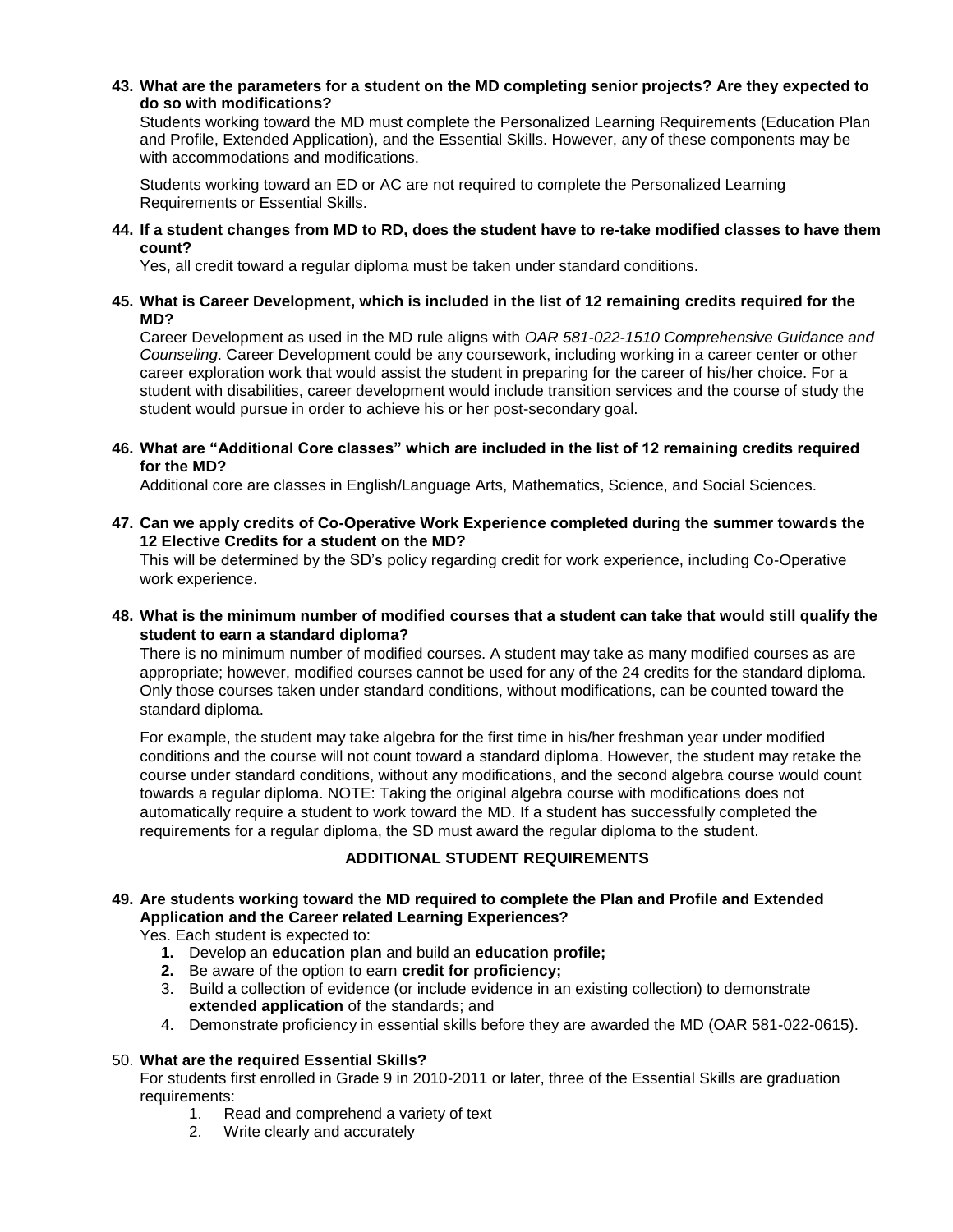**43. What are the parameters for a student on the MD completing senior projects? Are they expected to do so with modifications?**

Students working toward the MD must complete the Personalized Learning Requirements (Education Plan and Profile, Extended Application), and the Essential Skills. However, any of these components may be with accommodations and modifications.

Students working toward an ED or AC are not required to complete the Personalized Learning Requirements or Essential Skills.

**44. If a student changes from MD to RD, does the student have to re-take modified classes to have them count?**

Yes, all credit toward a regular diploma must be taken under standard conditions.

**45. What is Career Development, which is included in the list of 12 remaining credits required for the MD?**

Career Development as used in the MD rule aligns with *OAR 581-022-1510 Comprehensive Guidance and Counseling*. Career Development could be any coursework, including working in a career center or other career exploration work that would assist the student in preparing for the career of his/her choice. For a student with disabilities, career development would include transition services and the course of study the student would pursue in order to achieve his or her post-secondary goal.

**46. What are "Additional Core classes" which are included in the list of 12 remaining credits required for the MD?**

Additional core are classes in English/Language Arts, Mathematics, Science, and Social Sciences.

**47. Can we apply credits of Co-Operative Work Experience completed during the summer towards the 12 Elective Credits for a student on the MD?**

This will be determined by the SD's policy regarding credit for work experience, including Co-Operative work experience.

**48. What is the minimum number of modified courses that a student can take that would still qualify the student to earn a standard diploma?**

There is no minimum number of modified courses. A student may take as many modified courses as are appropriate; however, modified courses cannot be used for any of the 24 credits for the standard diploma. Only those courses taken under standard conditions, without modifications, can be counted toward the standard diploma.

For example, the student may take algebra for the first time in his/her freshman year under modified conditions and the course will not count toward a standard diploma. However, the student may retake the course under standard conditions, without any modifications, and the second algebra course would count towards a regular diploma. NOTE: Taking the original algebra course with modifications does not automatically require a student to work toward the MD. If a student has successfully completed the requirements for a regular diploma, the SD must award the regular diploma to the student.

## ADDITIONAL STUDENT REQUIREMENTS

**49. Are students working toward the MD required to complete the Plan and Profile and Extended Application and the Career related Learning Experiences?**

Yes. Each student is expected to:

1. Develop an **education plan** and build an **education profile;**
2. Be aware of the option to earn **credit for proficiency;**
3. Build a collection of evidence (or include evidence in an existing collection) to demonstrate **extended application** of the standards; and
4. Demonstrate proficiency in essential skills before they are awarded the MD (OAR 581-022-0615).

50. **What are the required Essential Skills?**

For students first enrolled in Grade 9 in 2010-2011 or later, three of the Essential Skills are graduation requirements:

1. Read and comprehend a variety of text
2. Write clearly and accurately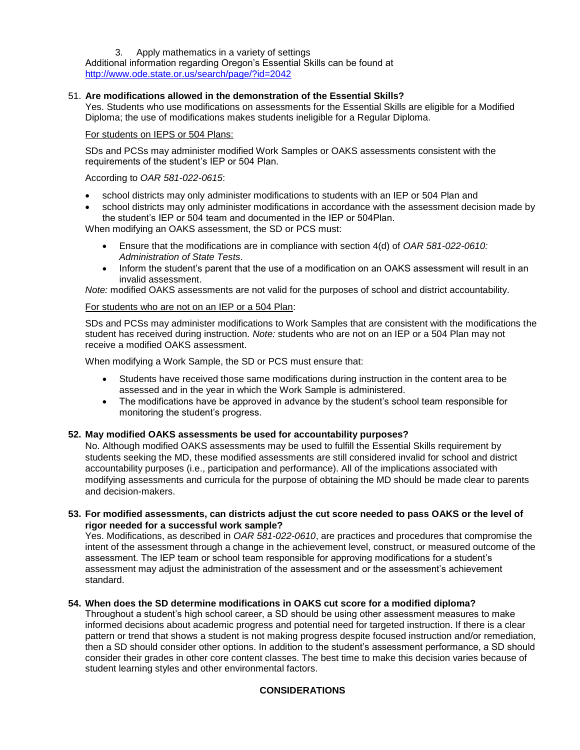3. Apply mathematics in a variety of settings

Additional information regarding Oregon's Essential Skills can be found at http://www.ode.state.or.us/search/page/?id=2042

51. **Are modifications allowed in the demonstration of the Essential Skills?**
Yes. Students who use modifications on assessments for the Essential Skills are eligible for a Modified Diploma; the use of modifications makes students ineligible for a Regular Diploma.

For students on IEPS or 504 Plans:

SDs and PCSs may administer modified Work Samples or OAKS assessments consistent with the requirements of the student's IEP or 504 Plan.

According to *OAR 581-022-0615*:

- school districts may only administer modifications to students with an IEP or 504 Plan and
- school districts may only administer modifications in accordance with the assessment decision made by the student's IEP or 504 team and documented in the IEP or 504Plan.

When modifying an OAKS assessment, the SD or PCS must:

- Ensure that the modifications are in compliance with section 4(d) of *OAR 581-022-0610: Administration of State Tests*.
- Inform the student's parent that the use of a modification on an OAKS assessment will result in an invalid assessment.

*Note:* modified OAKS assessments are not valid for the purposes of school and district accountability.

For students who are not on an IEP or a 504 Plan:

SDs and PCSs may administer modifications to Work Samples that are consistent with the modifications the student has received during instruction. *Note:* students who are not on an IEP or a 504 Plan may not receive a modified OAKS assessment.

When modifying a Work Sample, the SD or PCS must ensure that:

- Students have received those same modifications during instruction in the content area to be assessed and in the year in which the Work Sample is administered.
- The modifications have be approved in advance by the student's school team responsible for monitoring the student's progress.

52. **May modified OAKS assessments be used for accountability purposes?**
No. Although modified OAKS assessments may be used to fulfill the Essential Skills requirement by students seeking the MD, these modified assessments are still considered invalid for school and district accountability purposes (i.e., participation and performance). All of the implications associated with modifying assessments and curricula for the purpose of obtaining the MD should be made clear to parents and decision-makers.

53. **For modified assessments, can districts adjust the cut score needed to pass OAKS or the level of rigor needed for a successful work sample?**
Yes. Modifications, as described in *OAR 581-022-0610*, are practices and procedures that compromise the intent of the assessment through a change in the achievement level, construct, or measured outcome of the assessment. The IEP team or school team responsible for approving modifications for a student's assessment may adjust the administration of the assessment and or the assessment's achievement standard.

54. **When does the SD determine modifications in OAKS cut score for a modified diploma?**
Throughout a student's high school career, a SD should be using other assessment measures to make informed decisions about academic progress and potential need for targeted instruction. If there is a clear pattern or trend that shows a student is not making progress despite focused instruction and/or remediation, then a SD should consider other options. In addition to the student's assessment performance, a SD should consider their grades in other core content classes. The best time to make this decision varies because of student learning styles and other environmental factors.

## CONSIDERATIONS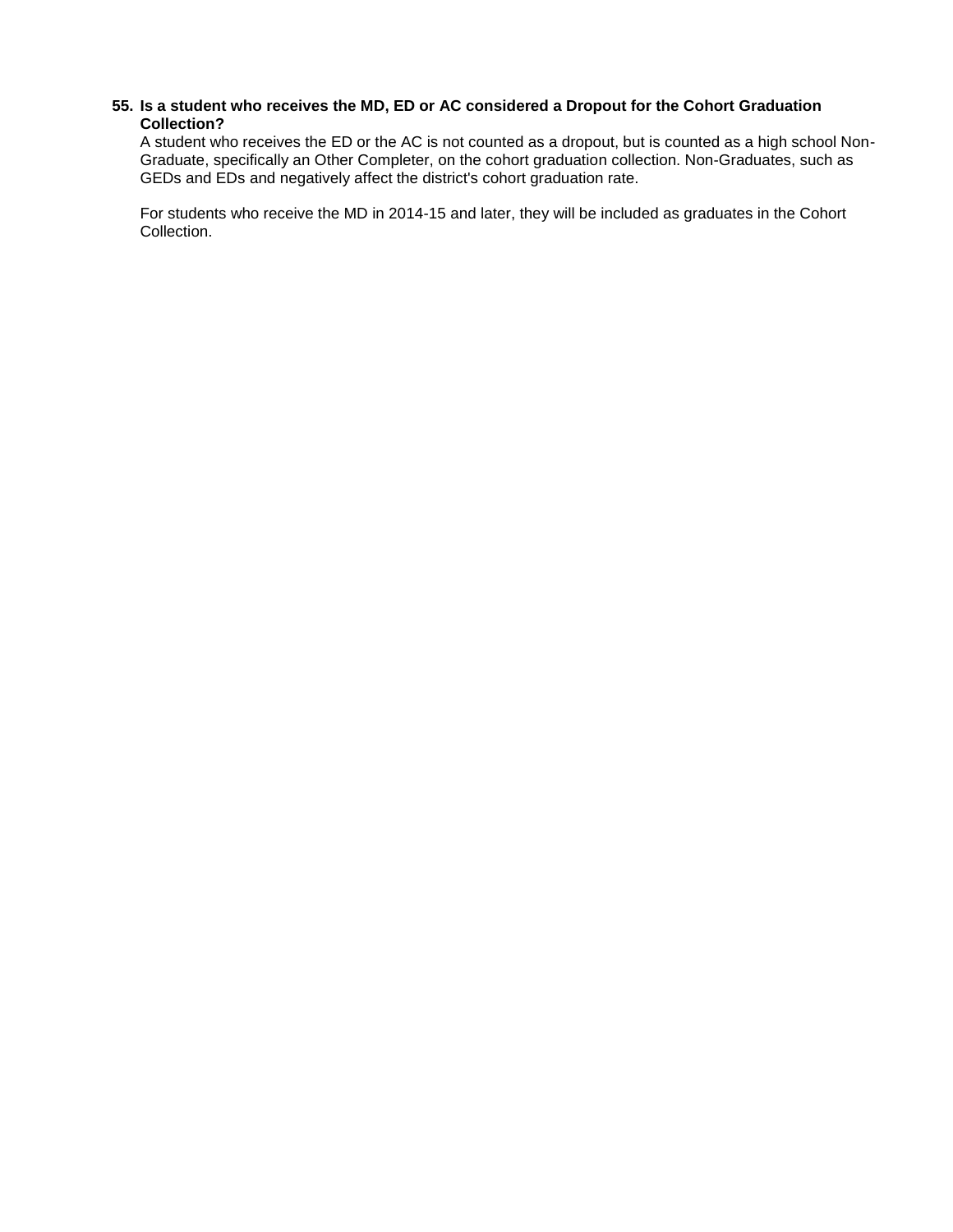**55. Is a student who receives the MD, ED or AC considered a Dropout for the Cohort Graduation Collection?**

A student who receives the ED or the AC is not counted as a dropout, but is counted as a high school Non-Graduate, specifically an Other Completer, on the cohort graduation collection. Non-Graduates, such as GEDs and EDs and negatively affect the district's cohort graduation rate.

For students who receive the MD in 2014-15 and later, they will be included as graduates in the Cohort Collection.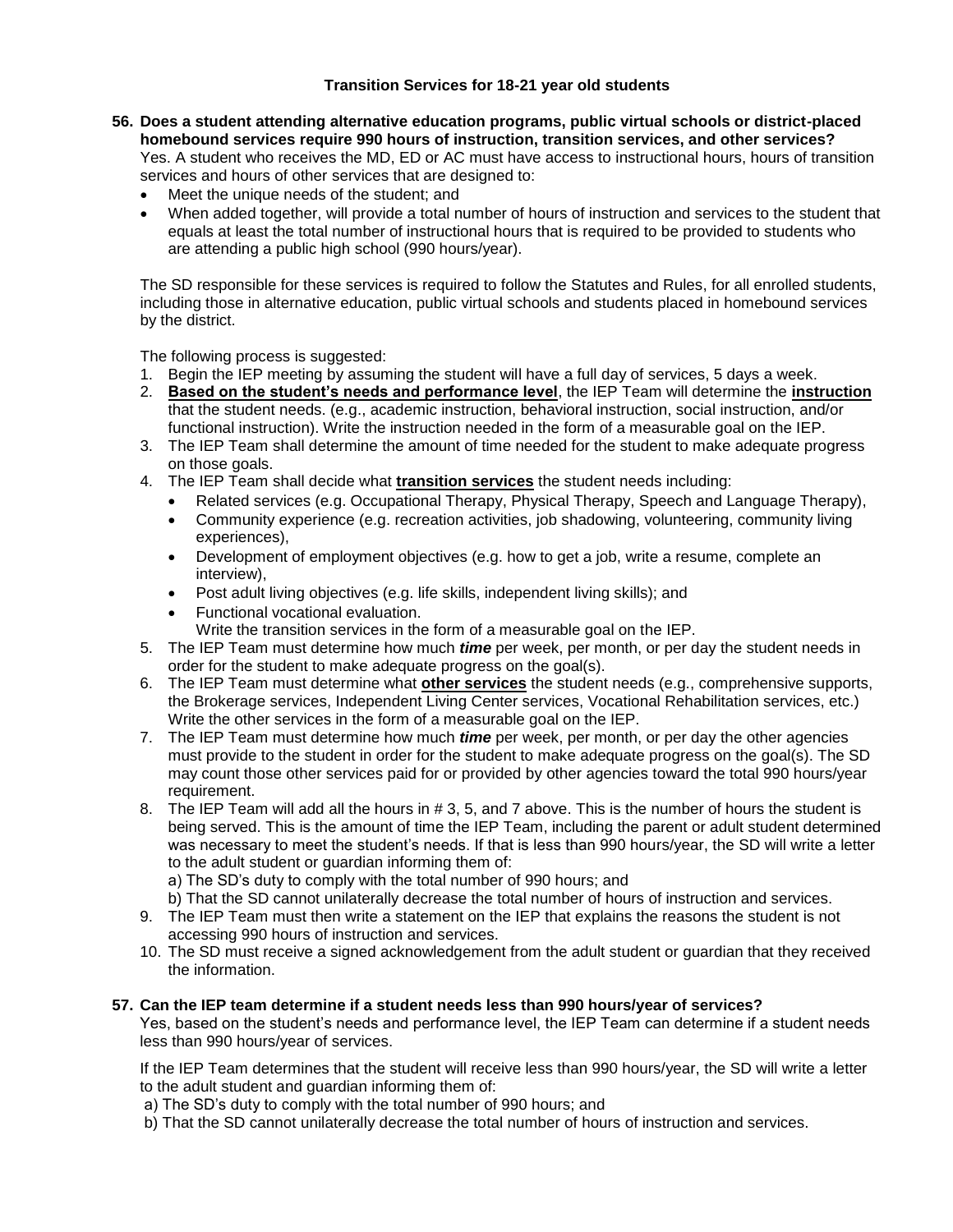## Transition Services for 18-21 year old students

**56. Does a student attending alternative education programs, public virtual schools or district-placed homebound services require 990 hours of instruction, transition services, and other services?**

Yes. A student who receives the MD, ED or AC must have access to instructional hours, hours of transition services and hours of other services that are designed to:

- Meet the unique needs of the student; and
- When added together, will provide a total number of hours of instruction and services to the student that equals at least the total number of instructional hours that is required to be provided to students who are attending a public high school (990 hours/year).

The SD responsible for these services is required to follow the Statutes and Rules, for all enrolled students, including those in alternative education, public virtual schools and students placed in homebound services by the district.

The following process is suggested:

1. Begin the IEP meeting by assuming the student will have a full day of services, 5 days a week.
2. **Based on the student's needs and performance level**, the IEP Team will determine the **instruction** that the student needs. (e.g., academic instruction, behavioral instruction, social instruction, and/or functional instruction). Write the instruction needed in the form of a measurable goal on the IEP.
3. The IEP Team shall determine the amount of time needed for the student to make adequate progress on those goals.
4. The IEP Team shall decide what **transition services** the student needs including:
   - Related services (e.g. Occupational Therapy, Physical Therapy, Speech and Language Therapy),
   - Community experience (e.g. recreation activities, job shadowing, volunteering, community living experiences),
   - Development of employment objectives (e.g. how to get a job, write a resume, complete an interview),
   - Post adult living objectives (e.g. life skills, independent living skills); and
   - Functional vocational evaluation.

   Write the transition services in the form of a measurable goal on the IEP.
5. The IEP Team must determine how much ***time*** per week, per month, or per day the student needs in order for the student to make adequate progress on the goal(s).
6. The IEP Team must determine what **other services** the student needs (e.g., comprehensive supports, the Brokerage services, Independent Living Center services, Vocational Rehabilitation services, etc.) Write the other services in the form of a measurable goal on the IEP.
7. The IEP Team must determine how much ***time*** per week, per month, or per day the other agencies must provide to the student in order for the student to make adequate progress on the goal(s). The SD may count those other services paid for or provided by other agencies toward the total 990 hours/year requirement.
8. The IEP Team will add all the hours in # 3, 5, and 7 above. This is the number of hours the student is being served. This is the amount of time the IEP Team, including the parent or adult student determined was necessary to meet the student's needs. If that is less than 990 hours/year, the SD will write a letter to the adult student or guardian informing them of:

   a) The SD's duty to comply with the total number of 990 hours; and

   b) That the SD cannot unilaterally decrease the total number of hours of instruction and services.
9. The IEP Team must then write a statement on the IEP that explains the reasons the student is not accessing 990 hours of instruction and services.
10. The SD must receive a signed acknowledgement from the adult student or guardian that they received the information.

**57. Can the IEP team determine if a student needs less than 990 hours/year of services?**

Yes, based on the student's needs and performance level, the IEP Team can determine if a student needs less than 990 hours/year of services.

If the IEP Team determines that the student will receive less than 990 hours/year, the SD will write a letter to the adult student and guardian informing them of:

a) The SD's duty to comply with the total number of 990 hours; and

b) That the SD cannot unilaterally decrease the total number of hours of instruction and services.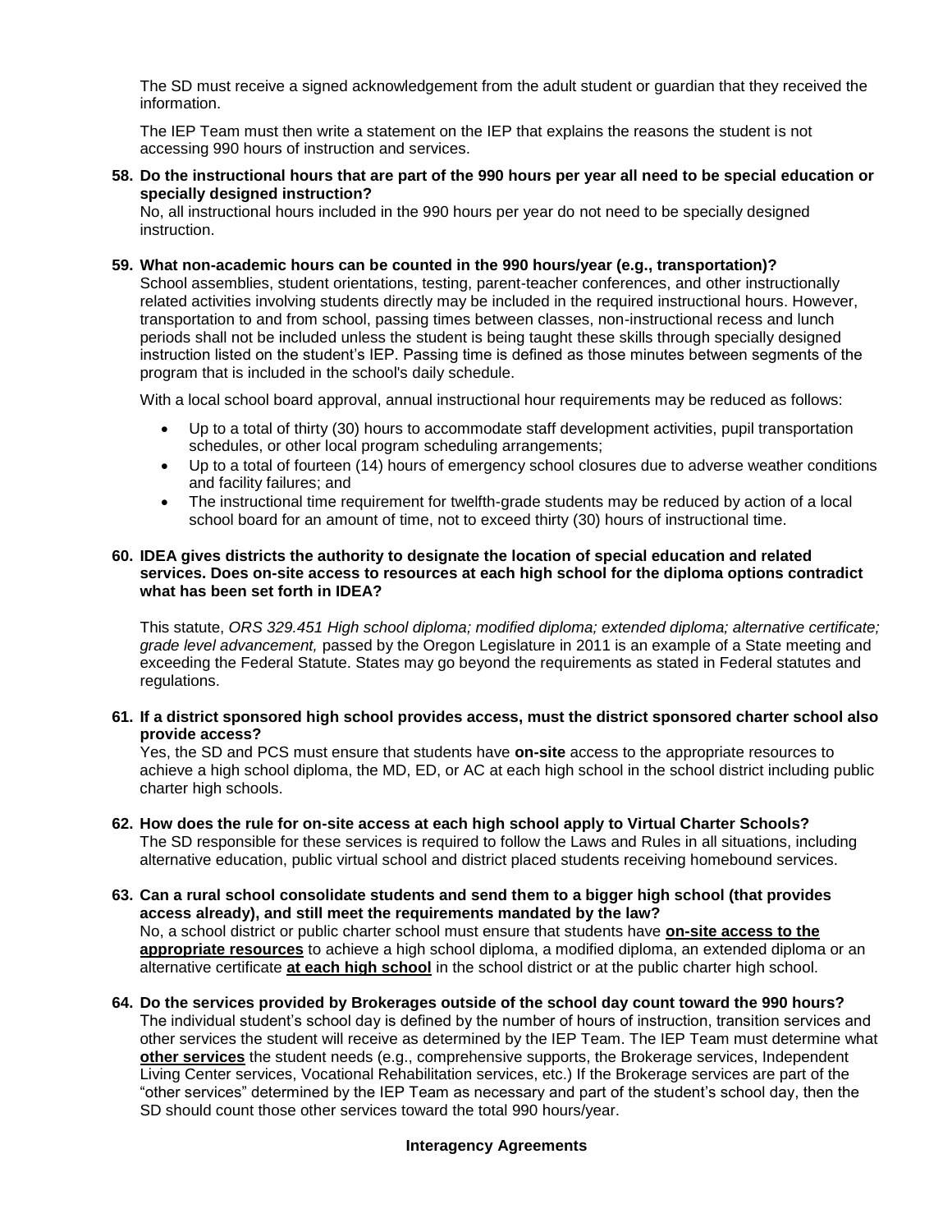The SD must receive a signed acknowledgement from the adult student or guardian that they received the information.

The IEP Team must then write a statement on the IEP that explains the reasons the student is not accessing 990 hours of instruction and services.

**58. Do the instructional hours that are part of the 990 hours per year all need to be special education or specially designed instruction?**

No, all instructional hours included in the 990 hours per year do not need to be specially designed instruction.

**59. What non-academic hours can be counted in the 990 hours/year (e.g., transportation)?**

School assemblies, student orientations, testing, parent-teacher conferences, and other instructionally related activities involving students directly may be included in the required instructional hours. However, transportation to and from school, passing times between classes, non-instructional recess and lunch periods shall not be included unless the student is being taught these skills through specially designed instruction listed on the student's IEP. Passing time is defined as those minutes between segments of the program that is included in the school's daily schedule.

With a local school board approval, annual instructional hour requirements may be reduced as follows:

- Up to a total of thirty (30) hours to accommodate staff development activities, pupil transportation schedules, or other local program scheduling arrangements;
- Up to a total of fourteen (14) hours of emergency school closures due to adverse weather conditions and facility failures; and
- The instructional time requirement for twelfth-grade students may be reduced by action of a local school board for an amount of time, not to exceed thirty (30) hours of instructional time.

**60. IDEA gives districts the authority to designate the location of special education and related services. Does on-site access to resources at each high school for the diploma options contradict what has been set forth in IDEA?**

This statute, *ORS 329.451 High school diploma; modified diploma; extended diploma; alternative certificate; grade level advancement,* passed by the Oregon Legislature in 2011 is an example of a State meeting and exceeding the Federal Statute. States may go beyond the requirements as stated in Federal statutes and regulations.

**61. If a district sponsored high school provides access, must the district sponsored charter school also provide access?**

Yes, the SD and PCS must ensure that students have **on-site** access to the appropriate resources to achieve a high school diploma, the MD, ED, or AC at each high school in the school district including public charter high schools.

**62. How does the rule for on-site access at each high school apply to Virtual Charter Schools?**

The SD responsible for these services is required to follow the Laws and Rules in all situations, including alternative education, public virtual school and district placed students receiving homebound services.

**63. Can a rural school consolidate students and send them to a bigger high school (that provides access already), and still meet the requirements mandated by the law?**

No, a school district or public charter school must ensure that students have **on-site access to the appropriate resources** to achieve a high school diploma, a modified diploma, an extended diploma or an alternative certificate **at each high school** in the school district or at the public charter high school.

**64. Do the services provided by Brokerages outside of the school day count toward the 990 hours?**

The individual student's school day is defined by the number of hours of instruction, transition services and other services the student will receive as determined by the IEP Team. The IEP Team must determine what **other services** the student needs (e.g., comprehensive supports, the Brokerage services, Independent Living Center services, Vocational Rehabilitation services, etc.) If the Brokerage services are part of the "other services" determined by the IEP Team as necessary and part of the student's school day, then the SD should count those other services toward the total 990 hours/year.

## Interagency Agreements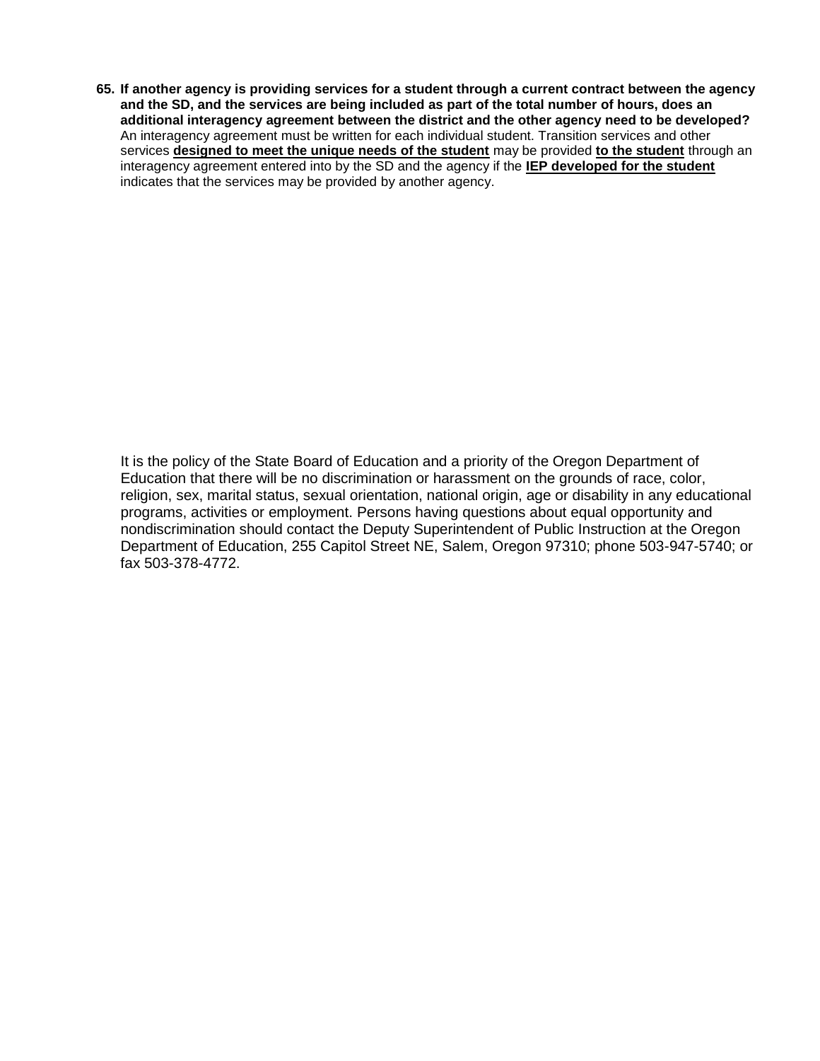**65. If another agency is providing services for a student through a current contract between the agency and the SD, and the services are being included as part of the total number of hours, does an additional interagency agreement between the district and the other agency need to be developed?**
An interagency agreement must be written for each individual student. Transition services and other services <u>**designed to meet the unique needs of the student**</u> may be provided <u>**to the student**</u> through an interagency agreement entered into by the SD and the agency if the <u>**IEP developed for the student**</u> indicates that the services may be provided by another agency.

It is the policy of the State Board of Education and a priority of the Oregon Department of Education that there will be no discrimination or harassment on the grounds of race, color, religion, sex, marital status, sexual orientation, national origin, age or disability in any educational programs, activities or employment. Persons having questions about equal opportunity and nondiscrimination should contact the Deputy Superintendent of Public Instruction at the Oregon Department of Education, 255 Capitol Street NE, Salem, Oregon 97310; phone 503-947-5740; or fax 503-378-4772.